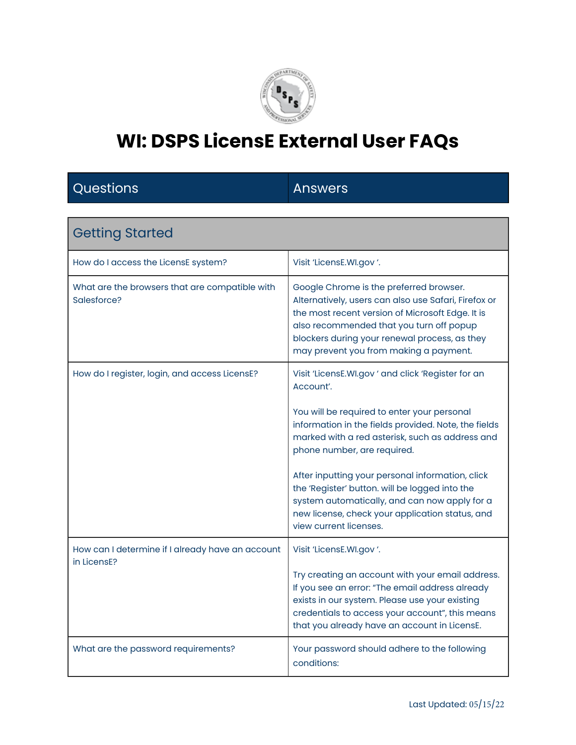# WI: DSPS LicensE External User FAQs

| Questions | Answers |
|---|---|
| **Getting Started** | |
| How do I access the LicensE system? | Visit 'LicensE.WI.gov '. |
| What are the browsers that are compatible with Salesforce? | Google Chrome is the preferred browser. Alternatively, users can also use Safari, Firefox or the most recent version of Microsoft Edge. It is also recommended that you turn off popup blockers during your renewal process, as they may prevent you from making a payment. |
| How do I register, login, and access LicensE? | Visit 'LicensE.WI.gov ' and click 'Register for an Account'.<br><br>You will be required to enter your personal information in the fields provided. Note, the fields marked with a red asterisk, such as address and phone number, are required.<br><br>After inputting your personal information, click the 'Register' button. will be logged into the system automatically, and can now apply for a new license, check your application status, and view current licenses. |
| How can I determine if I already have an account in LicensE? | Visit 'LicensE.WI.gov '.<br><br>Try creating an account with your email address. If you see an error: "The email address already exists in our system. Please use your existing credentials to access your account", this means that you already have an account in LicensE. |
| What are the password requirements? | Your password should adhere to the following conditions: |

Last Updated: 05/15/22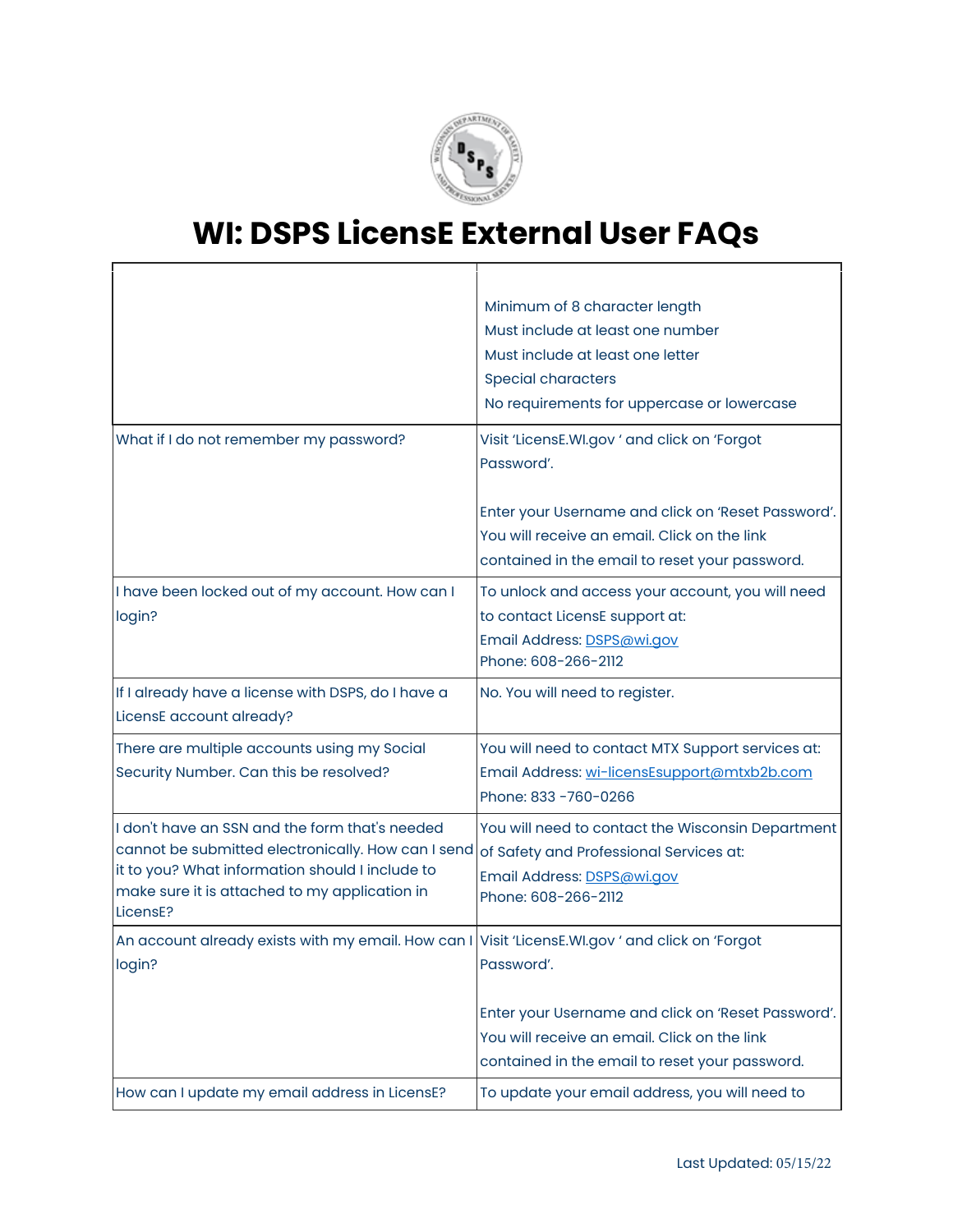# WI: DSPS LicensE External User FAQs

| | |
|---|---|
| | Minimum of 8 character length<br>Must include at least one number<br>Must include at least one letter<br>Special characters<br>No requirements for uppercase or lowercase |
| What if I do not remember my password? | Visit 'LicensE.WI.gov ' and click on 'Forgot Password'.<br><br>Enter your Username and click on 'Reset Password'. You will receive an email. Click on the link contained in the email to reset your password. |
| I have been locked out of my account. How can I login? | To unlock and access your account, you will need to contact LicensE support at:<br>Email Address: DSPS@wi.gov<br>Phone: 608-266-2112 |
| If I already have a license with DSPS, do I have a LicensE account already? | No. You will need to register. |
| There are multiple accounts using my Social Security Number. Can this be resolved? | You will need to contact MTX Support services at:<br>Email Address: wi-licensEsupport@mtxb2b.com<br>Phone: 833 -760-0266 |
| I don't have an SSN and the form that's needed cannot be submitted electronically. How can I send it to you? What information should I include to make sure it is attached to my application in LicensE? | You will need to contact the Wisconsin Department of Safety and Professional Services at:<br>Email Address: DSPS@wi.gov<br>Phone: 608-266-2112 |
| An account already exists with my email. How can I login? | Visit 'LicensE.WI.gov ' and click on 'Forgot Password'.<br><br>Enter your Username and click on 'Reset Password'. You will receive an email. Click on the link contained in the email to reset your password. |
| How can I update my email address in LicensE? | To update your email address, you will need to |

Last Updated: 05/15/22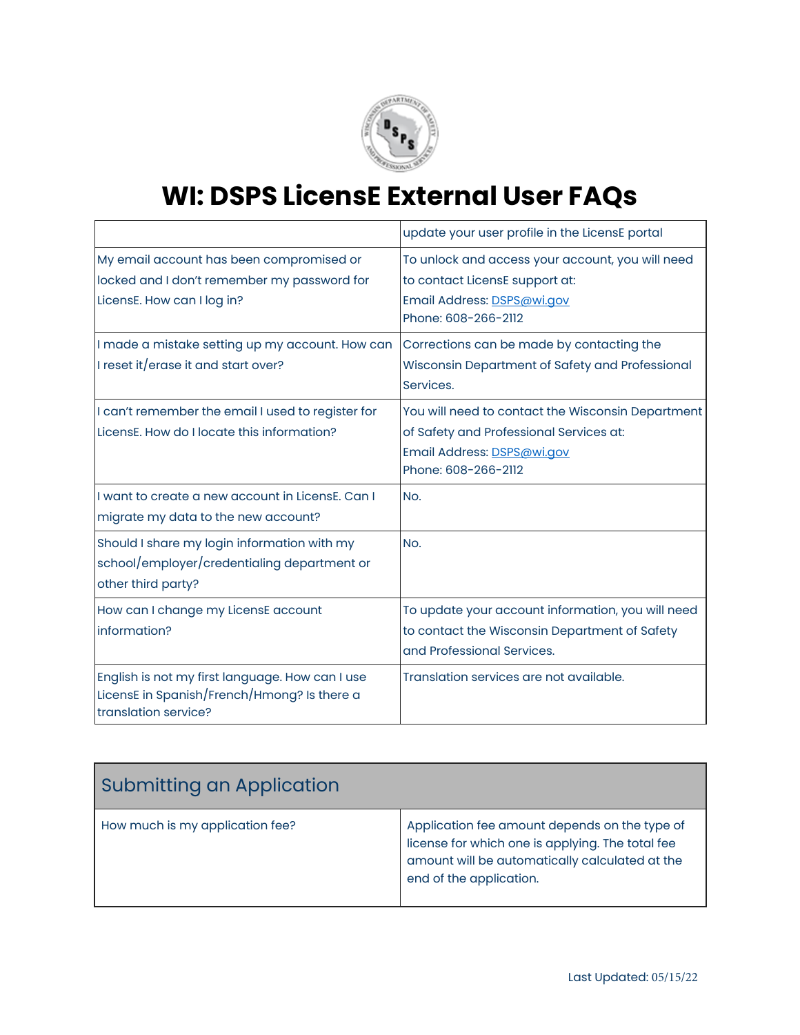# WI: DSPS LicensE External User FAQs

| | |
|---|---|
| | update your user profile in the LicensE portal |
| My email account has been compromised or locked and I don't remember my password for LicensE. How can I log in? | To unlock and access your account, you will need to contact LicensE support at:<br>Email Address: DSPS@wi.gov<br>Phone: 608-266-2112 |
| I made a mistake setting up my account. How can I reset it/erase it and start over? | Corrections can be made by contacting the Wisconsin Department of Safety and Professional Services. |
| I can't remember the email I used to register for LicensE. How do I locate this information? | You will need to contact the Wisconsin Department of Safety and Professional Services at:<br>Email Address: DSPS@wi.gov<br>Phone: 608-266-2112 |
| I want to create a new account in LicensE. Can I migrate my data to the new account? | No. |
| Should I share my login information with my school/employer/credentialing department or other third party? | No. |
| How can I change my LicensE account information? | To update your account information, you will need to contact the Wisconsin Department of Safety and Professional Services. |
| English is not my first language. How can I use LicensE in Spanish/French/Hmong? Is there a translation service? | Translation services are not available. |

## Submitting an Application

| | |
|---|---|
| How much is my application fee? | Application fee amount depends on the type of license for which one is applying. The total fee amount will be automatically calculated at the end of the application. |

Last Updated: 05/15/22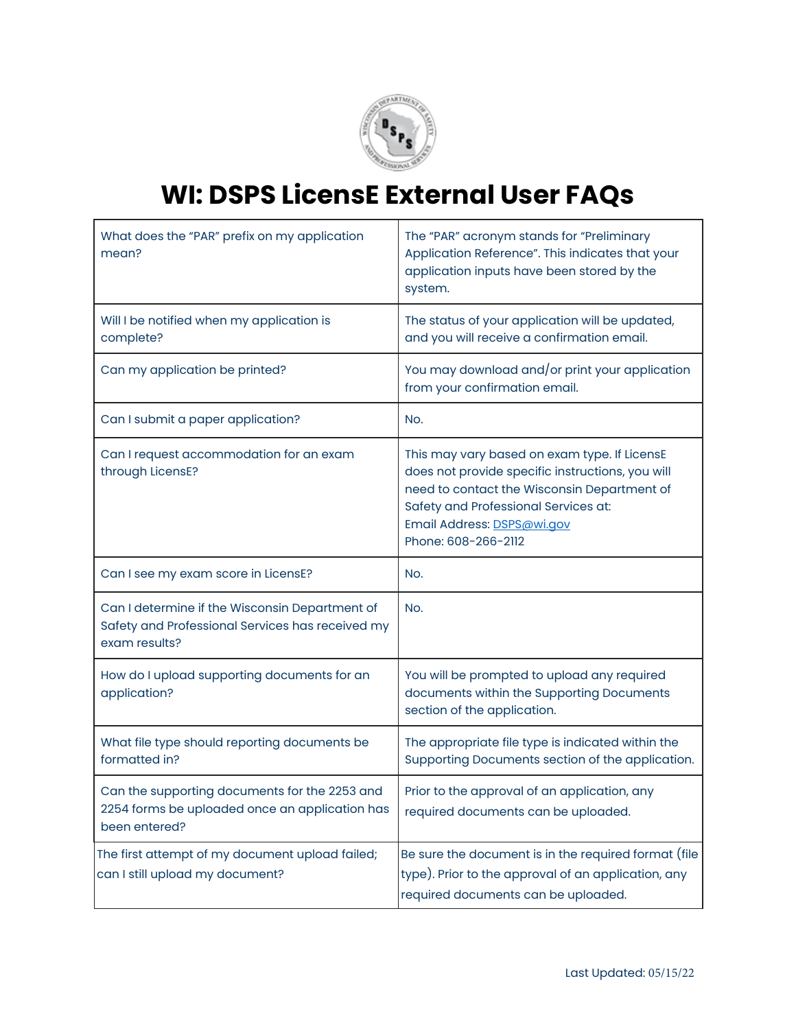# WI: DSPS LicensE External User FAQs

| | |
|---|---|
| What does the "PAR" prefix on my application mean? | The "PAR" acronym stands for "Preliminary Application Reference". This indicates that your application inputs have been stored by the system. |
| Will I be notified when my application is complete? | The status of your application will be updated, and you will receive a confirmation email. |
| Can my application be printed? | You may download and/or print your application from your confirmation email. |
| Can I submit a paper application? | No. |
| Can I request accommodation for an exam through LicensE? | This may vary based on exam type. If LicensE does not provide specific instructions, you will need to contact the Wisconsin Department of Safety and Professional Services at:<br>Email Address: DSPS@wi.gov<br>Phone: 608-266-2112 |
| Can I see my exam score in LicensE? | No. |
| Can I determine if the Wisconsin Department of Safety and Professional Services has received my exam results? | No. |
| How do I upload supporting documents for an application? | You will be prompted to upload any required documents within the Supporting Documents section of the application. |
| What file type should reporting documents be formatted in? | The appropriate file type is indicated within the Supporting Documents section of the application. |
| Can the supporting documents for the 2253 and 2254 forms be uploaded once an application has been entered? | Prior to the approval of an application, any required documents can be uploaded. |
| The first attempt of my document upload failed; can I still upload my document? | Be sure the document is in the required format (file type). Prior to the approval of an application, any required documents can be uploaded. |

Last Updated: 05/15/22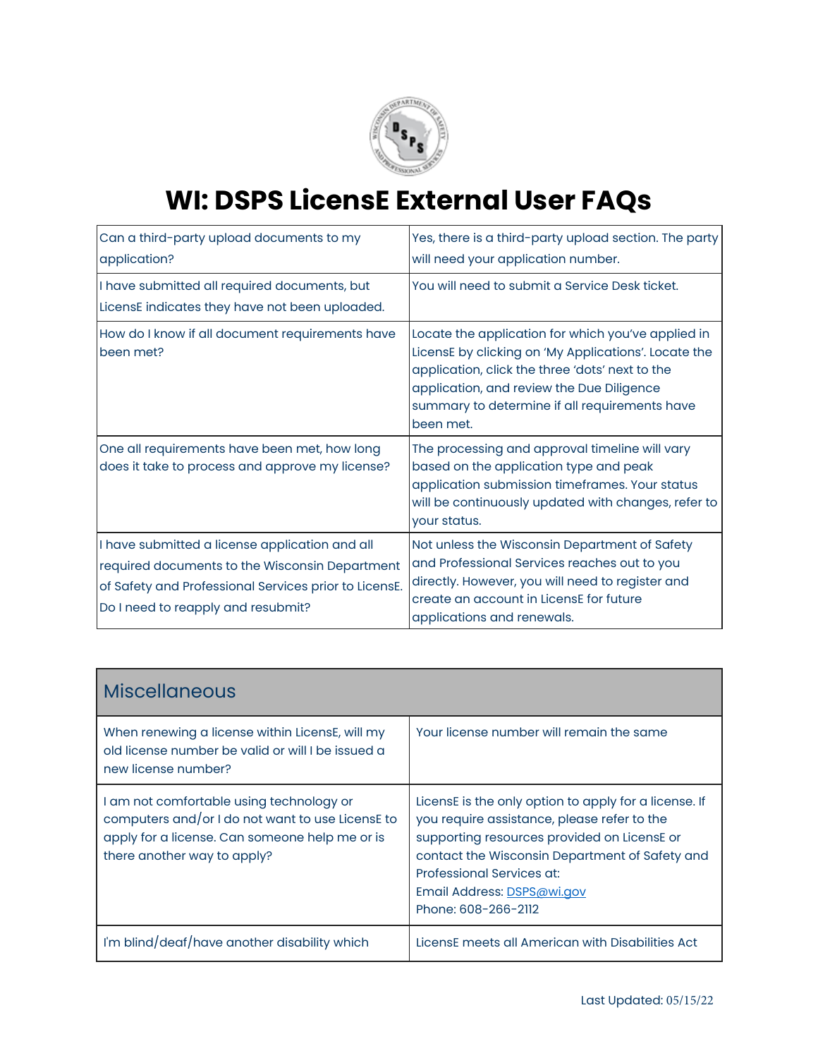# WI: DSPS LicensE External User FAQs

| | |
|---|---|
| Can a third-party upload documents to my application? | Yes, there is a third-party upload section. The party will need your application number. |
| I have submitted all required documents, but LicensE indicates they have not been uploaded. | You will need to submit a Service Desk ticket. |
| How do I know if all document requirements have been met? | Locate the application for which you've applied in LicensE by clicking on 'My Applications'. Locate the application, click the three 'dots' next to the application, and review the Due Diligence summary to determine if all requirements have been met. |
| One all requirements have been met, how long does it take to process and approve my license? | The processing and approval timeline will vary based on the application type and peak application submission timeframes. Your status will be continuously updated with changes, refer to your status. |
| I have submitted a license application and all required documents to the Wisconsin Department of Safety and Professional Services prior to LicensE. Do I need to reapply and resubmit? | Not unless the Wisconsin Department of Safety and Professional Services reaches out to you directly. However, you will need to register and create an account in LicensE for future applications and renewals. |

| Miscellaneous | |
|---|---|
| When renewing a license within LicensE, will my old license number be valid or will I be issued a new license number? | Your license number will remain the same |
| I am not comfortable using technology or computers and/or I do not want to use LicensE to apply for a license. Can someone help me or is there another way to apply? | LicensE is the only option to apply for a license. If you require assistance, please refer to the supporting resources provided on LicensE or contact the Wisconsin Department of Safety and Professional Services at:<br>Email Address: DSPS@wi.gov<br>Phone: 608-266-2112 |
| I'm blind/deaf/have another disability which | LicensE meets all American with Disabilities Act |

Last Updated: 05/15/22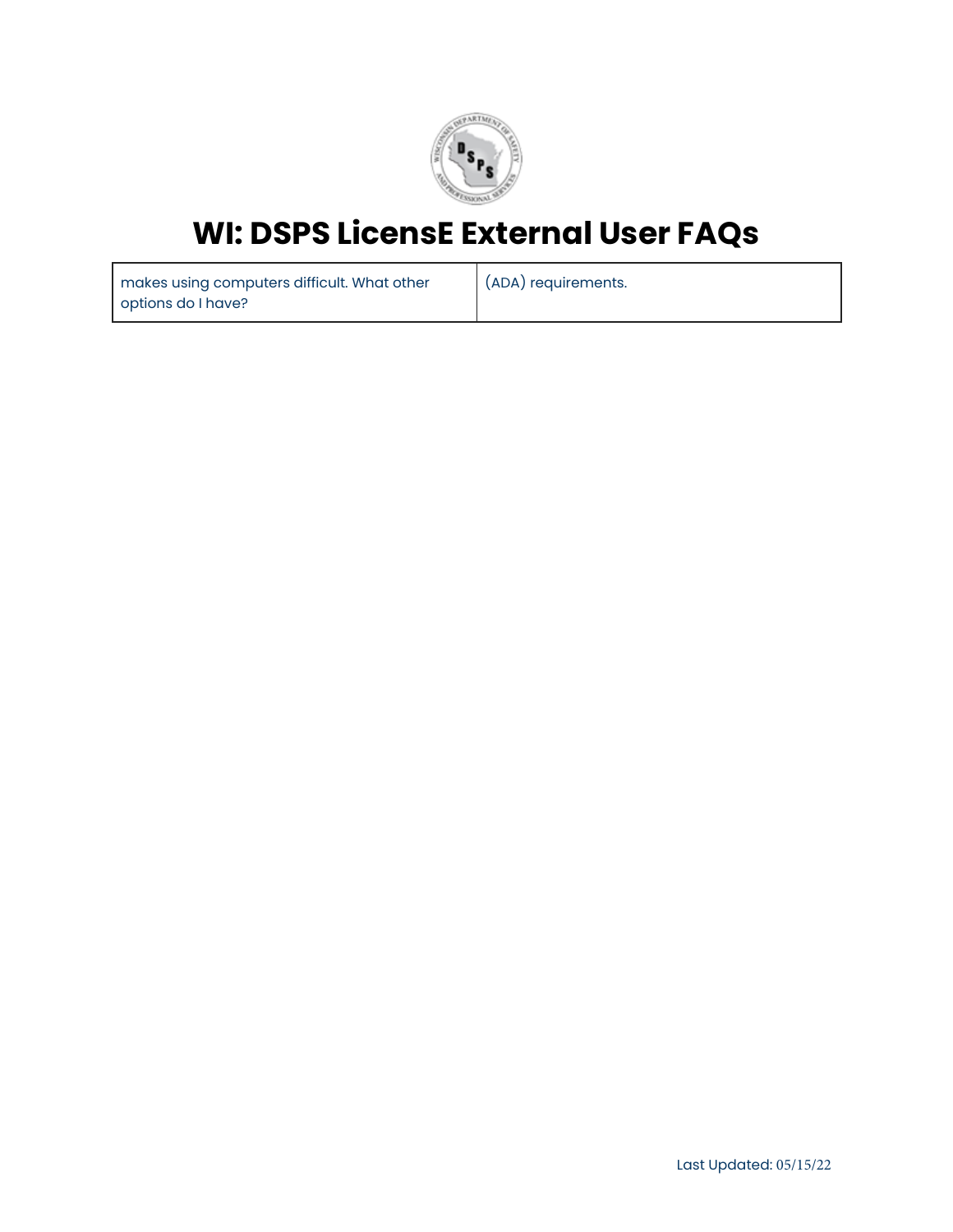# WI: DSPS LicensE External User FAQs

| | |
|---|---|
| makes using computers difficult. What other options do I have? | (ADA) requirements. |

Last Updated: 05/15/22